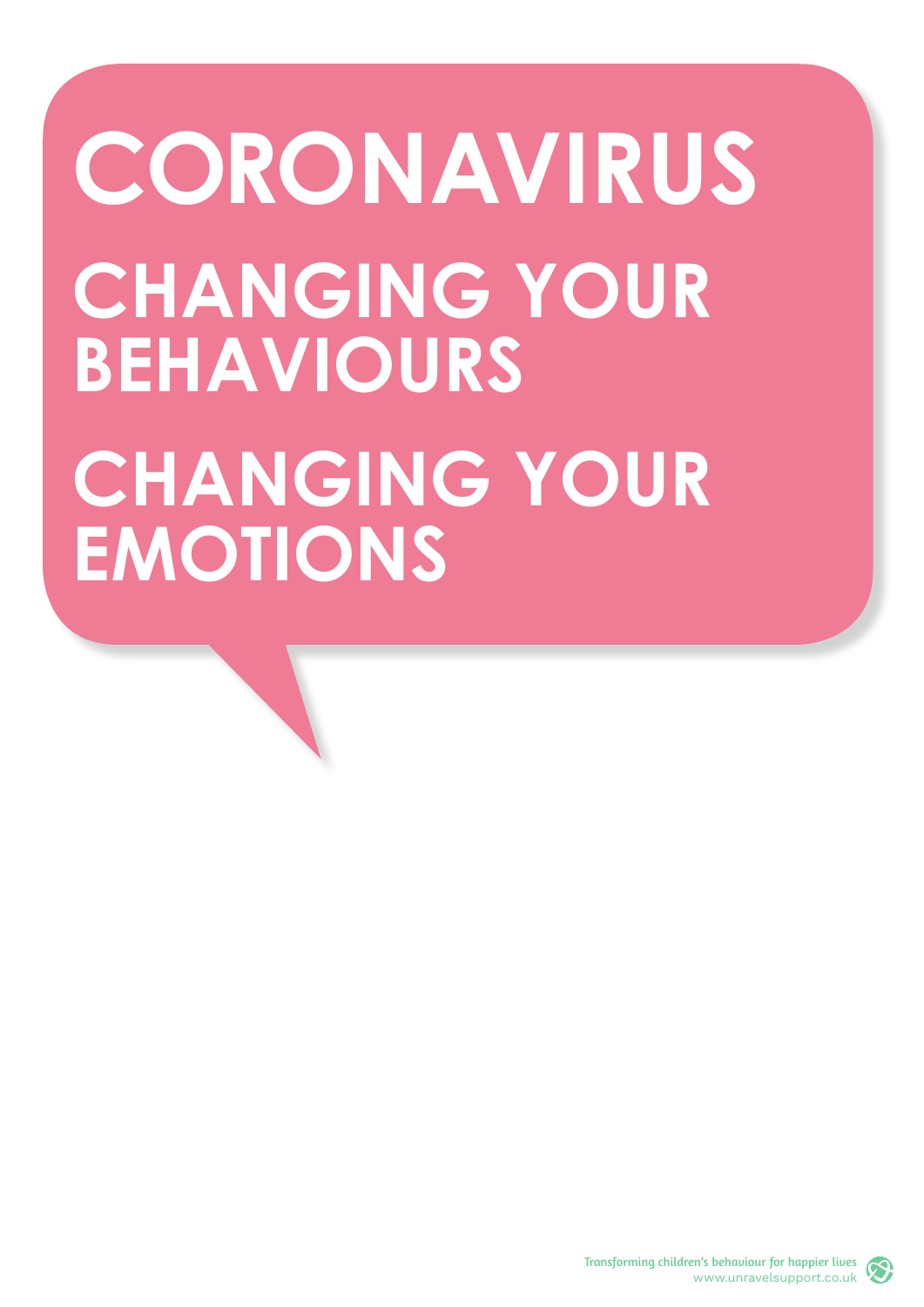# CORONAVIRUS

## CHANGING YOUR BEHAVIOURS

## CHANGING YOUR EMOTIONS

Transforming children's behaviour for happier lives
www.unravelsupport.co.uk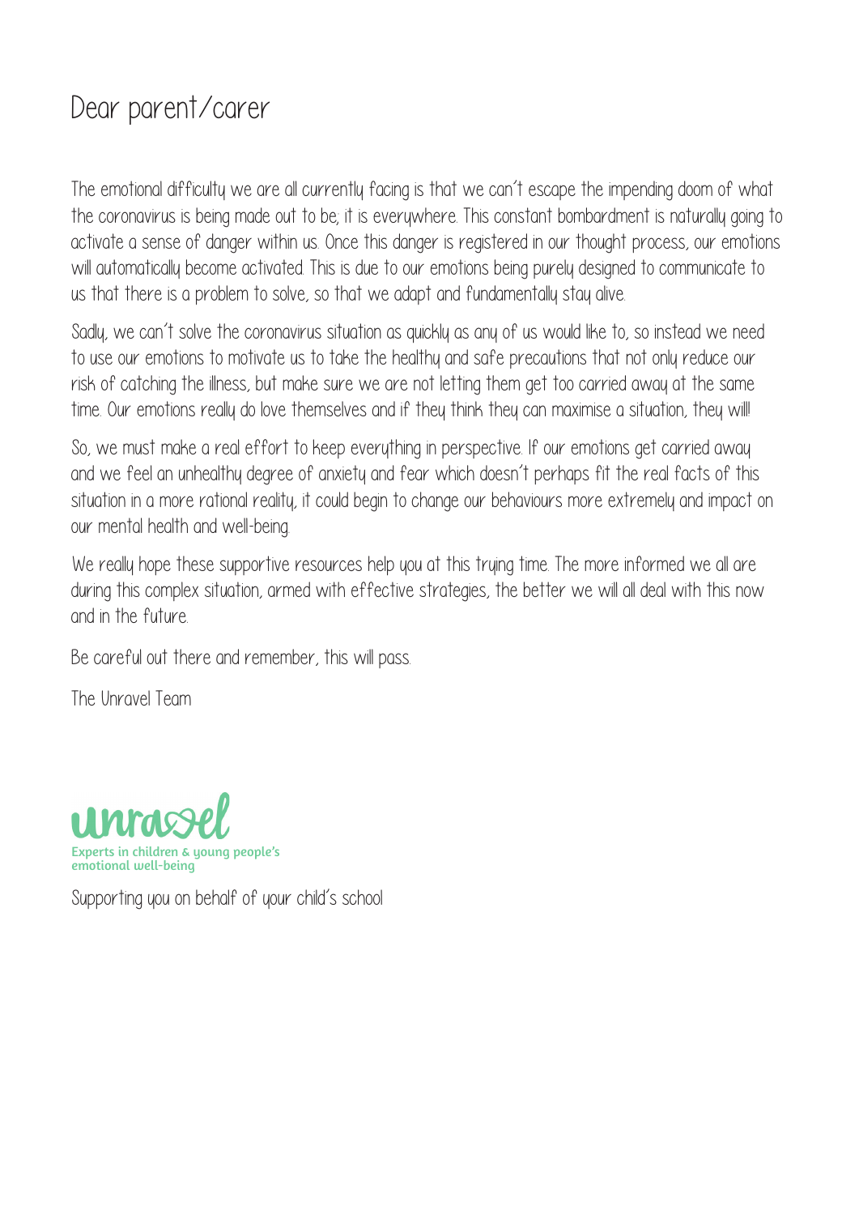# Dear parent/carer

The emotional difficulty we are all currently facing is that we can't escape the impending doom of what the coronavirus is being made out to be; it is everywhere. This constant bombardment is naturally going to activate a sense of danger within us. Once this danger is registered in our thought process, our emotions will automatically become activated. This is due to our emotions being purely designed to communicate to us that there is a problem to solve, so that we adapt and fundamentally stay alive.

Sadly, we can't solve the coronavirus situation as quickly as any of us would like to, so instead we need to use our emotions to motivate us to take the healthy and safe precautions that not only reduce our risk of catching the illness, but make sure we are not letting them get too carried away at the same time. Our emotions really do love themselves and if they think they can maximise a situation, they will!

So, we must make a real effort to keep everything in perspective. If our emotions get carried away and we feel an unhealthy degree of anxiety and fear which doesn't perhaps fit the real facts of this situation in a more rational reality, it could begin to change our behaviours more extremely and impact on our mental health and well-being.

We really hope these supportive resources help you at this trying time. The more informed we all are during this complex situation, armed with effective strategies, the better we will all deal with this now and in the future.

Be careful out there and remember, this will pass.

The Unravel Team

unravel
Experts in children & young people's emotional well-being

Supporting you on behalf of your child's school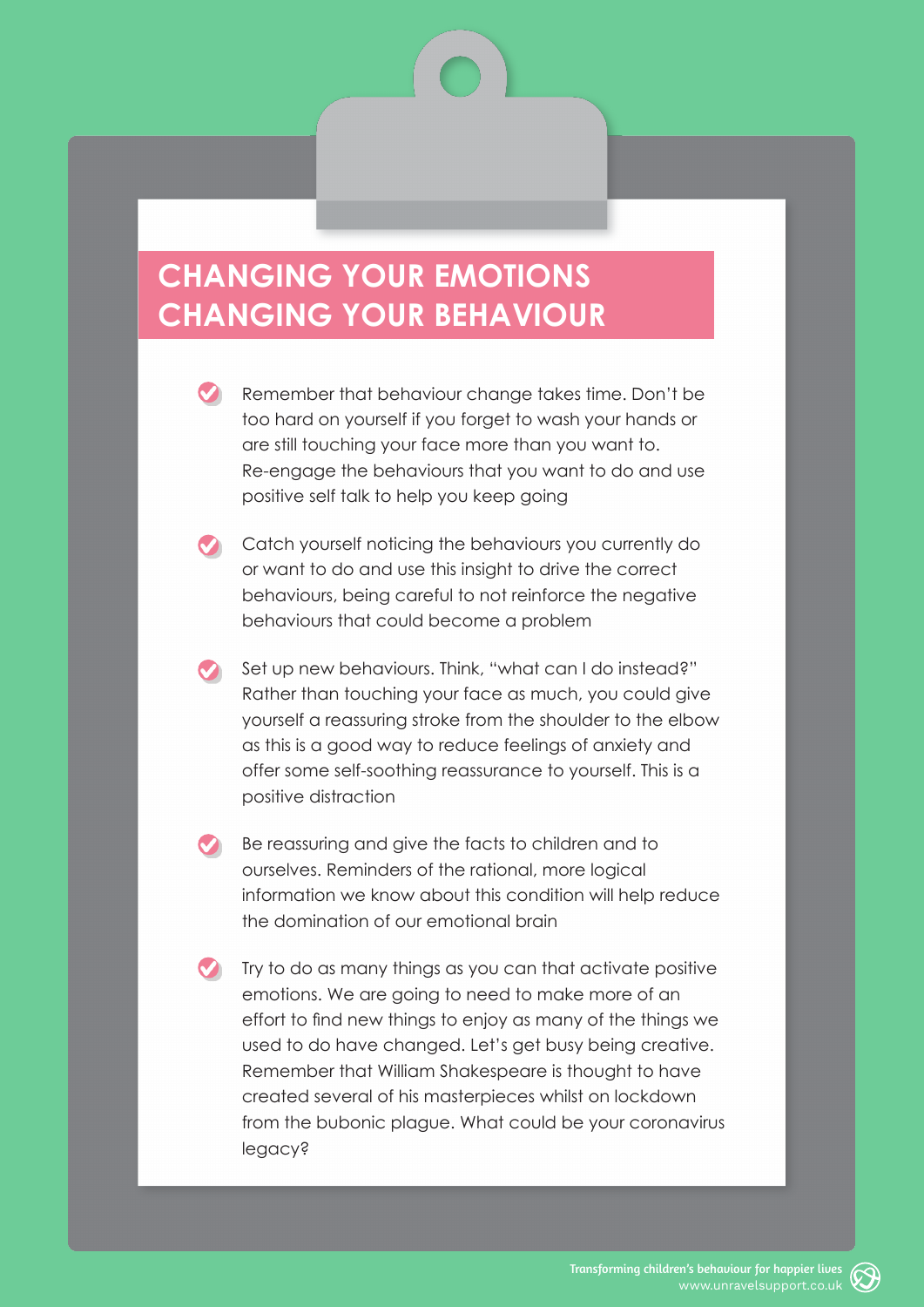# CHANGING YOUR EMOTIONS CHANGING YOUR BEHAVIOUR

- Remember that behaviour change takes time. Don't be too hard on yourself if you forget to wash your hands or are still touching your face more than you want to. Re-engage the behaviours that you want to do and use positive self talk to help you keep going

- Catch yourself noticing the behaviours you currently do or want to do and use this insight to drive the correct behaviours, being careful to not reinforce the negative behaviours that could become a problem

- Set up new behaviours. Think, "what can I do instead?" Rather than touching your face as much, you could give yourself a reassuring stroke from the shoulder to the elbow as this is a good way to reduce feelings of anxiety and offer some self-soothing reassurance to yourself. This is a positive distraction

- Be reassuring and give the facts to children and to ourselves. Reminders of the rational, more logical information we know about this condition will help reduce the domination of our emotional brain

- Try to do as many things as you can that activate positive emotions. We are going to need to make more of an effort to find new things to enjoy as many of the things we used to do have changed. Let's get busy being creative. Remember that William Shakespeare is thought to have created several of his masterpieces whilst on lockdown from the bubonic plague. What could be your coronavirus legacy?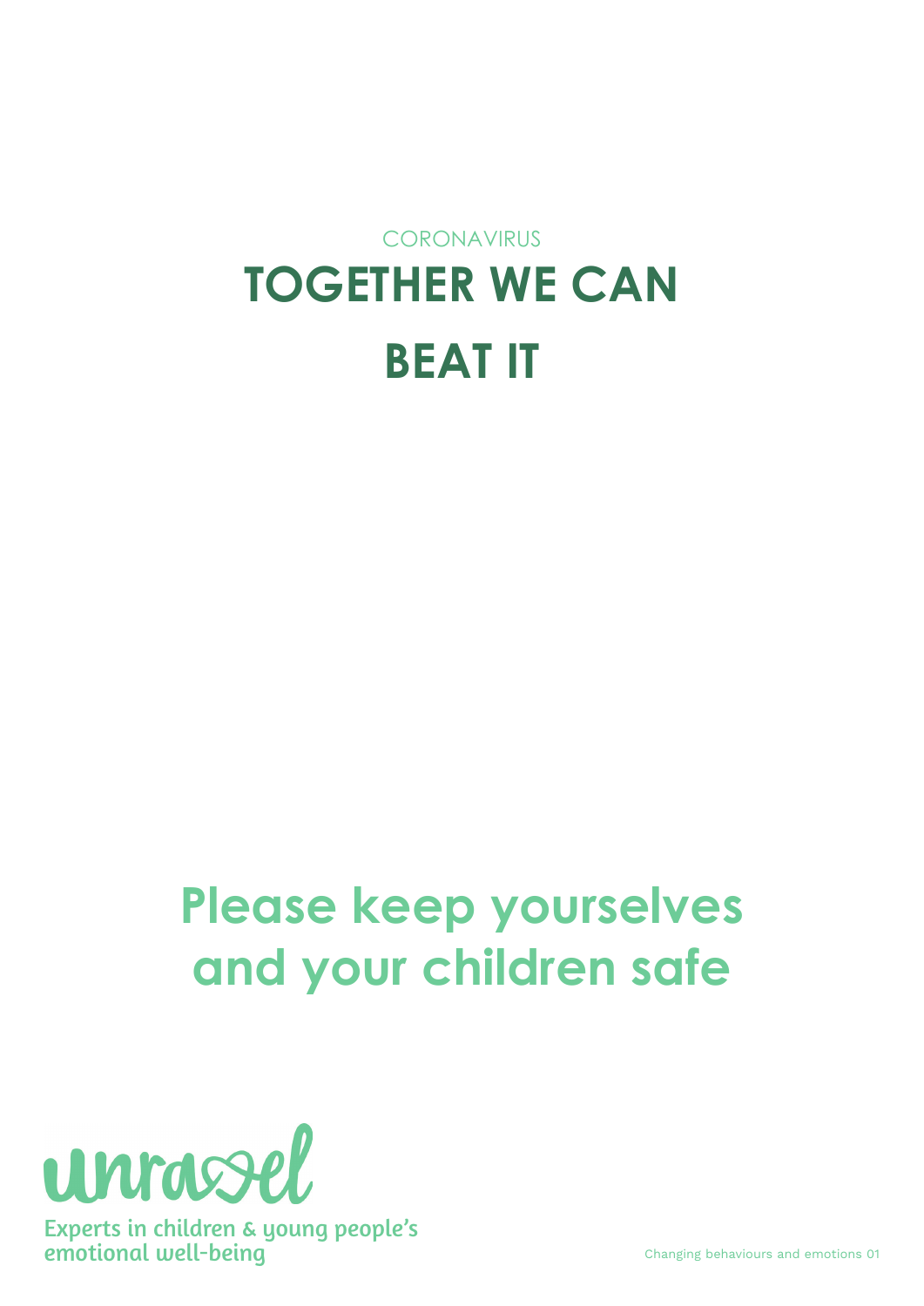CORONAVIRUS

# TOGETHER WE CAN BEAT IT

## Please keep yourselves and your children safe

unravel

Experts in children & young people's emotional well-being

Changing behaviours and emotions 01